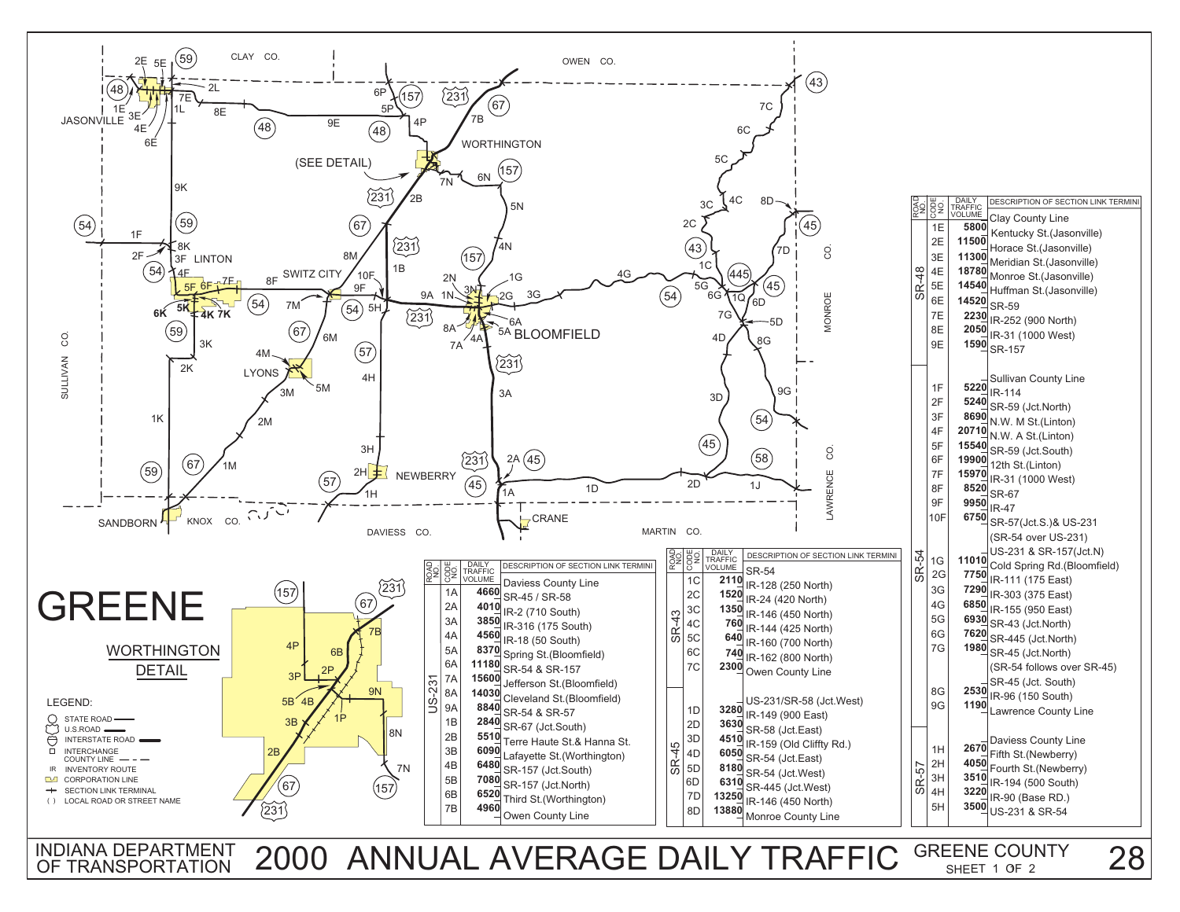# GREENE

## WORTHINGTON DETAIL

LEGEND:

- STATE ROAD
- U.S.ROAD
- INTERSTATE ROAD
- INTERCHANGE
- COUNTY LINE
- IR INVENTORY ROUTE
- CORPORATION LINE
- SECTION LINK TERMINAL
- ( ) LOCAL ROAD OR STREET NAME

| ROAD NO. | CODE NO. | DAILY TRAFFIC VOLUME | DESCRIPTION OF SECTION LINK TERMINI |
|---|---|---|---|
| US-231 | | | Daviess County Line |
| | 1A | 4660 | SR-45 / SR-58 |
| | 2A | 4010 | IR-2 (710 South) |
| | 3A | 3850 | IR-316 (175 South) |
| | 4A | 4560 | IR-18 (50 South) |
| | 5A | 8370 | Spring St.(Bloomfield) |
| | 6A | 11180 | SR-54 & SR-157 |
| | 7A | 15600 | Jefferson St.(Bloomfield) |
| | 8A | 14030 | Cleveland St.(Bloomfield) |
| | 9A | 8840 | SR-54 & SR-57 |
| | 1B | 2840 | SR-67 (Jct.South) |
| | 2B | 5510 | Terre Haute St.& Hanna St. |
| | 3B | 6090 | Lafayette St.(Worthington) |
| | 4B | 6480 | SR-157 (Jct.South) |
| | 5B | 7080 | SR-157 (Jct.North) |
| | 6B | 6520 | Third St.(Worthington) |
| | 7B | 4960 | Owen County Line |

| ROAD NO. | CODE NO. | DAILY TRAFFIC VOLUME | DESCRIPTION OF SECTION LINK TERMINI |
|---|---|---|---|
| SR-43 | | | SR-54 |
| | 1C | 2110 | IR-128 (250 North) |
| | 2C | 1520 | IR-24 (420 North) |
| | 3C | 1350 | IR-146 (450 North) |
| | 4C | 760 | IR-144 (425 North) |
| | 5C | 640 | IR-160 (700 North) |
| | 6C | 740 | IR-162 (800 North) |
| | 7C | 2300 | Owen County Line |
| SR-45 | | | US-231/SR-58 (Jct.West) |
| | 1D | 3280 | IR-149 (900 East) |
| | 2D | 3630 | SR-58 (Jct.East) |
| | 3D | 4510 | IR-159 (Old Cliffty Rd.) |
| | 4D | 6050 | SR-54 (Jct.East) |
| | 5D | 8180 | SR-54 (Jct.West) |
| | 6D | 6310 | SR-445 (Jct.West) |
| | 7D | 13250 | IR-146 (450 North) |
| | 8D | 13880 | Monroe County Line |

| ROAD NO. | CODE NO. | DAILY TRAFFIC VOLUME | DESCRIPTION OF SECTION LINK TERMINI |
|---|---|---|---|
| SR-48 | | | Clay County Line |
| | 1E | 5800 | Kentucky St.(Jasonville) |
| | 2E | 11500 | Horace St.(Jasonville) |
| | 3E | 11300 | Meridian St.(Jasonville) |
| | 4E | 18780 | Monroe St.(Jasonville) |
| | 5E | 14540 | Huffman St.(Jasonville) |
| | 6E | 14520 | SR-59 |
| | 7E | 2230 | IR-252 (900 North) |
| | 8E | 2050 | IR-31 (1000 West) |
| | 9E | 1590 | SR-157 |
| SR-54 | | | Sullivan County Line |
| | 1F | 5220 | IR-114 |
| | 2F | 5240 | SR-59 (Jct.North) |
| | 3F | 8690 | N.W. M St.(Linton) |
| | 4F | 20710 | N.W. A St.(Linton) |
| | 5F | 15540 | SR-59 (Jct.South) |
| | 6F | 19900 | 12th St.(Linton) |
| | 7F | 15970 | IR-31 (1000 West) |
| | 8F | 8520 | SR-67 |
| | 9F | 9950 | IR-47 |
| | 10F | 6750 | SR-57(Jct.S.)& US-231 |
| | | | (SR-54 over US-231) |
| | | | US-231 & SR-157(Jct.N) |
| | 1G | 11010 | Cold Spring Rd.(Bloomfield) |
| | 2G | 7750 | IR-111 (175 East) |
| | 3G | 7290 | IR-303 (375 East) |
| | 4G | 6850 | IR-155 (950 East) |
| | 5G | 6930 | SR-43 (Jct.North) |
| | 6G | 7620 | SR-445 (Jct.North) |
| | 7G | 1980 | SR-45 (Jct.North) |
| | | | (SR-54 follows over SR-45) |
| | | | SR-45 (Jct. South) |
| | 8G | 2530 | IR-96 (150 South) |
| | 9G | 1190 | Lawrence County Line |
| SR-57 | | | Daviess County Line |
| | 1H | 2670 | Fifth St.(Newberry) |
| | 2H | 4050 | Fourth St.(Newberry) |
| | 3H | 3510 | IR-194 (500 South) |
| | 4H | 3220 | IR-90 (Base RD.) |
| | 5H | 3500 | US-231 & SR-54 |

INDIANA DEPARTMENT OF TRANSPORTATION — 2000 ANNUAL AVERAGE DAILY TRAFFIC — GREENE COUNTY SHEET 1 OF 2 — 28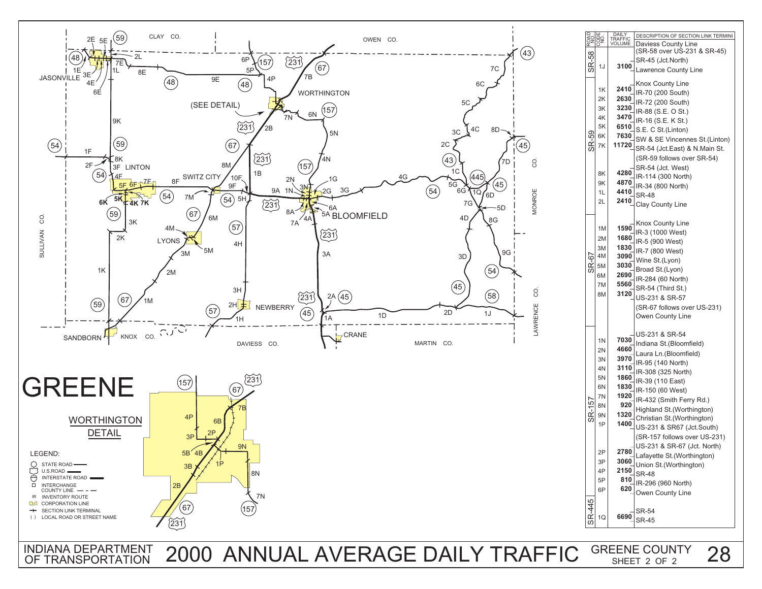# 2000 ANNUAL AVERAGE DAILY TRAFFIC

INDIANA DEPARTMENT OF TRANSPORTATION

GREENE COUNTY SHEET 2 OF 2

## GREENE

CLAY CO.
OWEN CO.
SULLIVAN CO.
KNOX CO.
DAVIESS CO.
MARTIN CO.
LAWRENCE CO.
MONROE CO.

JASONVILLE
LINTON
SWITZ CITY
LYONS
NEWBERRY
BLOOMFIELD
WORTHINGTON
(SEE DETAIL)
SANDBORN
CRANE

### WORTHINGTON DETAIL

LEGEND:
- STATE ROAD
- U.S.ROAD
- INTERSTATE ROAD
- INTERCHANGE
- COUNTY LINE
- IR INVENTORY ROUTE
- CORPORATION LINE
- SECTION LINK TERMINAL
- ( ) LOCAL ROAD OR STREET NAME

| ROAD NO. | CODE NO. | DAILY TRAFFIC VOLUME | DESCRIPTION OF SECTION LINK TERMINI |
|---|---|---|---|
| SR-58 | | | Daviess County Line |
| | | | (SR-58 over US-231 & SR-45) |
| | | | SR-45 (Jct.North) |
| | 1J | 3100 | Lawrence County Line |
| SR-59 | | | Knox County Line |
| | 1K | 2410 | IR-70 (200 South) |
| | 2K | 2630 | IR-72 (200 South) |
| | 3K | 3230 | IR-88 (S.E. O St.) |
| | 4K | 3470 | IR-16 (S.E. K St.) |
| | 5K | 6510 | S.E. C St.(Linton) |
| | 6K | 7630 | SW & SE Vincennes St.(Linton) |
| | 7K | 11720 | SR-54 (Jct.East) & N.Main St. |
| | | | (SR-59 follows over SR-54) |
| | | | SR-54 (Jct. West) |
| | 8K | 4280 | IR-114 (300 North) |
| | 9K | 4870 | IR-34 (800 North) |
| | 1L | 4410 | SR-48 |
| | 2L | 2410 | Clay County Line |
| SR-67 | | | Knox County Line |
| | 1M | 1590 | IR-3 (1000 West) |
| | 2M | 1680 | IR-5 (900 West) |
| | 3M | 1830 | IR-7 (800 West) |
| | 4M | 3090 | Wine St.(Lyon) |
| | 5M | 3030 | Broad St.(Lyon) |
| | 6M | 2690 | IR-284 (60 North) |
| | 7M | 5560 | SR-54 (Third St.) |
| | 8M | 3120 | US-231 & SR-57 |
| | | | (SR-67 follows over US-231) |
| | | | Owen County Line |
| SR-157 | | | US-231 & SR-54 |
| | 1N | 7030 | Indiana St.(Bloomfield) |
| | 2N | 4660 | Laura Ln.(Bloomfield) |
| | 3N | 3970 | IR-95 (140 North) |
| | 4N | 3110 | IR-308 (325 North) |
| | 5N | 1860 | IR-39 (110 East) |
| | 6N | 1830 | IR-150 (60 West) |
| | 7N | 1920 | IR-432 (Smith Ferry Rd.) |
| | 8N | 920 | Highland St.(Worthington) |
| | 9N | 1320 | Christian St.(Worthington) |
| | 1P | 1400 | US-231 & SR67 (Jct.South) |
| | | | (SR-157 follows over US-231) |
| | | | US-231 & SR-67 (Jct. North) |
| | 2P | 2780 | Lafayette St.(Worthington) |
| | 3P | 3060 | Union St.(Worthington) |
| | 4P | 2150 | SR-48 |
| | 5P | 810 | IR-296 (960 North) |
| | 6P | 620 | Owen County Line |
| SR-445 | | | SR-54 |
| | 1Q | 6690 | SR-45 |